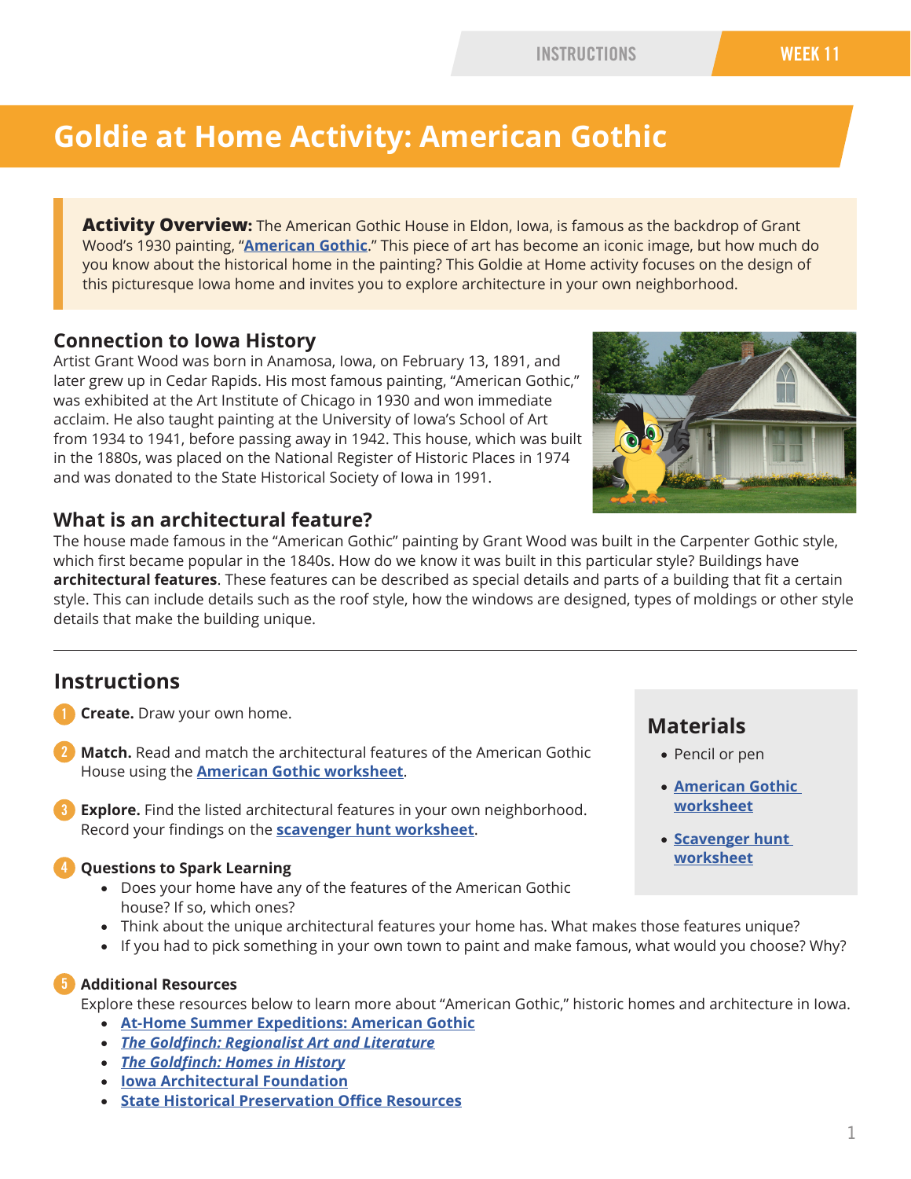# Goldie at Home Activity: American Gothic

**Activity Overview:** The American Gothic House in Eldon, Iowa, is famous as the backdrop of Grant Wood's 1930 painting, "**American Gothic**." This piece of art has become an iconic image, but how much do you know about the historical home in the painting? This Goldie at Home activity focuses on the design of this picturesque Iowa home and invites you to explore architecture in your own neighborhood.

## Connection to Iowa History

Artist Grant Wood was born in Anamosa, Iowa, on February 13, 1891, and later grew up in Cedar Rapids. His most famous painting, "American Gothic," was exhibited at the Art Institute of Chicago in 1930 and won immediate acclaim. He also taught painting at the University of Iowa's School of Art from 1934 to 1941, before passing away in 1942. This house, which was built in the 1880s, was placed on the National Register of Historic Places in 1974 and was donated to the State Historical Society of Iowa in 1991.

## What is an architectural feature?

The house made famous in the "American Gothic" painting by Grant Wood was built in the Carpenter Gothic style, which first became popular in the 1840s. How do we know it was built in this particular style? Buildings have **architectural features**. These features can be described as special details and parts of a building that fit a certain style. This can include details such as the roof style, how the windows are designed, types of moldings or other style details that make the building unique.

---

## Instructions

1. **Create.** Draw your own home.
2. **Match.** Read and match the architectural features of the American Gothic House using the **American Gothic worksheet**.
3. **Explore.** Find the listed architectural features in your own neighborhood. Record your findings on the **scavenger hunt worksheet**.
4. **Questions to Spark Learning**
   - Does your home have any of the features of the American Gothic house? If so, which ones?
   - Think about the unique architectural features your home has. What makes those features unique?
   - If you had to pick something in your own town to paint and make famous, what would you choose? Why?
5. **Additional Resources**

   Explore these resources below to learn more about "American Gothic," historic homes and architecture in Iowa.
   - **At-Home Summer Expeditions: American Gothic**
   - ***The Goldfinch: Regionalist Art and Literature***
   - ***The Goldfinch: Homes in History***
   - **Iowa Architectural Foundation**
   - **State Historical Preservation Office Resources**

## Materials

- Pencil or pen
- **American Gothic worksheet**
- **Scavenger hunt worksheet**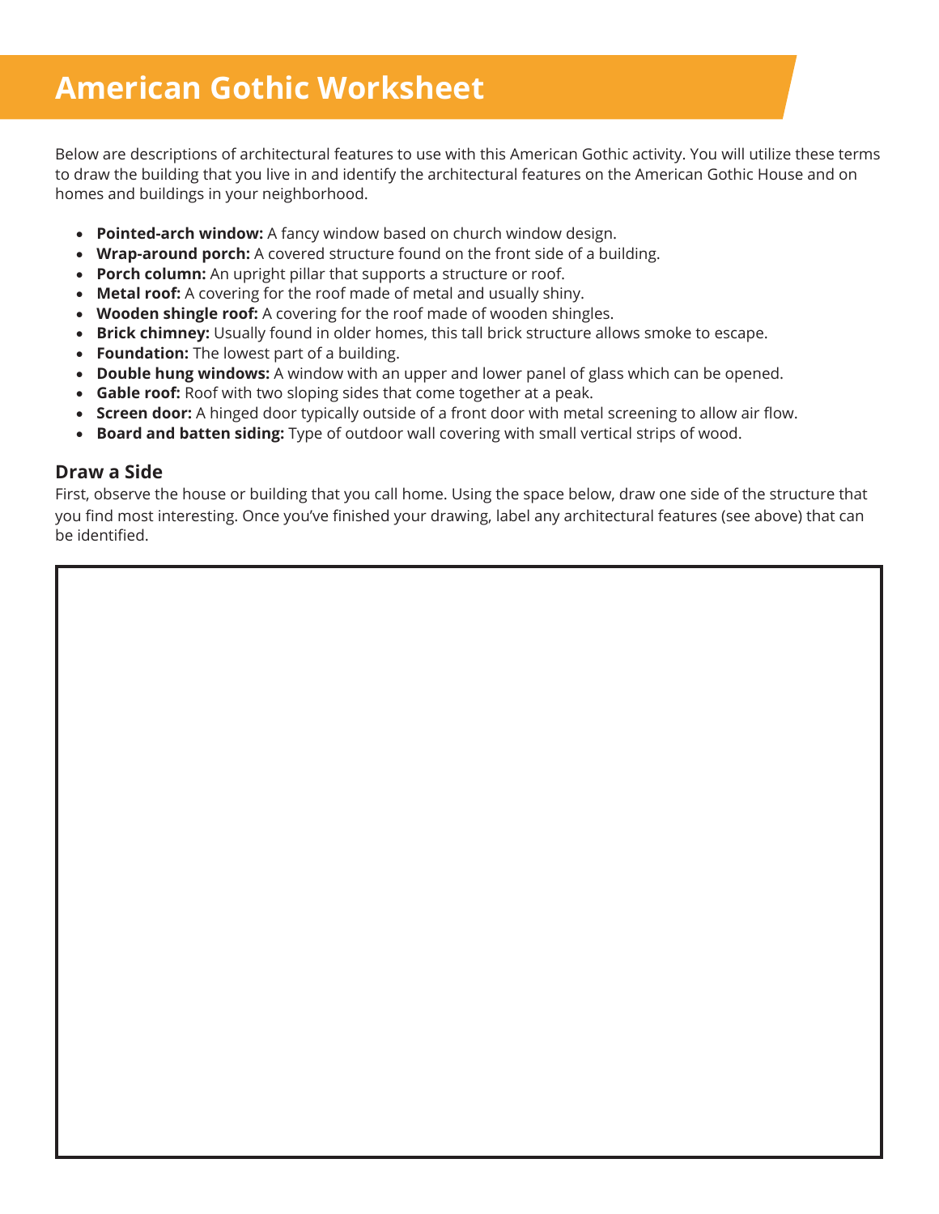# American Gothic Worksheet

Below are descriptions of architectural features to use with this American Gothic activity. You will utilize these terms to draw the building that you live in and identify the architectural features on the American Gothic House and on homes and buildings in your neighborhood.

- **Pointed-arch window:** A fancy window based on church window design.
- **Wrap-around porch:** A covered structure found on the front side of a building.
- **Porch column:** An upright pillar that supports a structure or roof.
- **Metal roof:** A covering for the roof made of metal and usually shiny.
- **Wooden shingle roof:** A covering for the roof made of wooden shingles.
- **Brick chimney:** Usually found in older homes, this tall brick structure allows smoke to escape.
- **Foundation:** The lowest part of a building.
- **Double hung windows:** A window with an upper and lower panel of glass which can be opened.
- **Gable roof:** Roof with two sloping sides that come together at a peak.
- **Screen door:** A hinged door typically outside of a front door with metal screening to allow air flow.
- **Board and batten siding:** Type of outdoor wall covering with small vertical strips of wood.

### Draw a Side

First, observe the house or building that you call home. Using the space below, draw one side of the structure that you find most interesting. Once you've finished your drawing, label any architectural features (see above) that can be identified.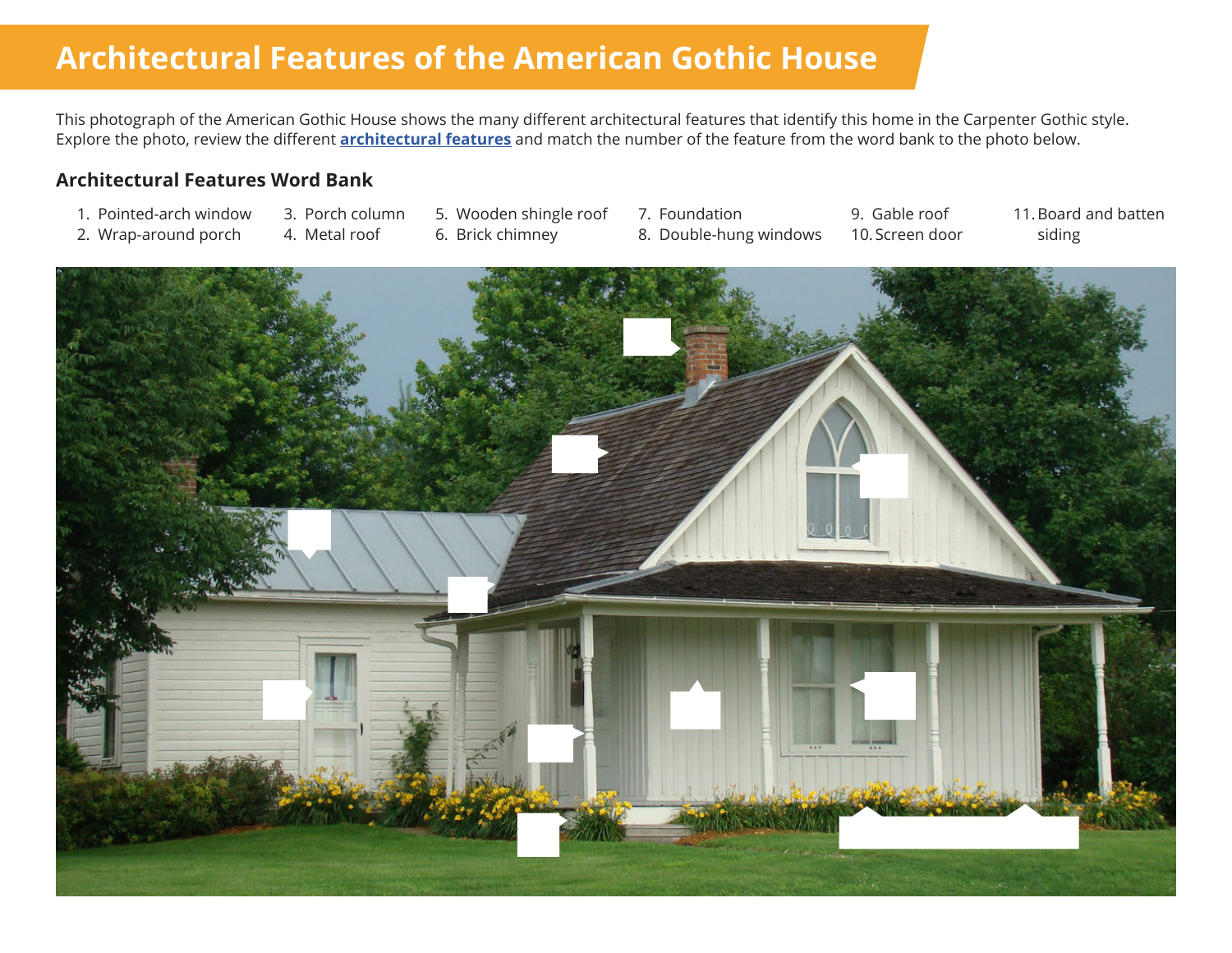# Architectural Features of the American Gothic House

This photograph of the American Gothic House shows the many different architectural features that identify this home in the Carpenter Gothic style. Explore the photo, review the different **architectural features** and match the number of the feature from the word bank to the photo below.

## Architectural Features Word Bank

1. Pointed-arch window
2. Wrap-around porch
3. Porch column
4. Metal roof
5. Wooden shingle roof
6. Brick chimney
7. Foundation
8. Double-hung windows
9. Gable roof
10. Screen door
11. Board and batten siding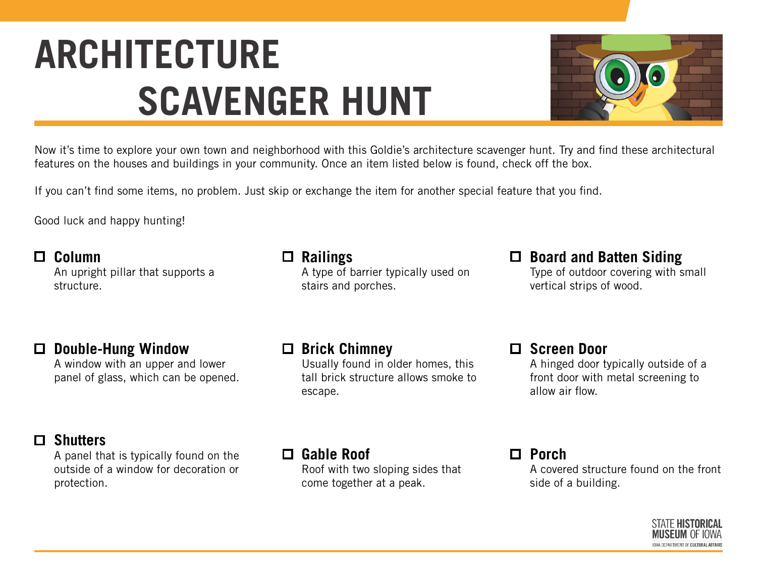# ARCHITECTURE SCAVENGER HUNT

Now it's time to explore your own town and neighborhood with this Goldie's architecture scavenger hunt. Try and find these architectural features on the houses and buildings in your community. Once an item listed below is found, check off the box.

If you can't find some items, no problem. Just skip or exchange the item for another special feature that you find.

Good luck and happy hunting!

- ☐ **Column**
  An upright pillar that supports a structure.

- ☐ **Railings**
  A type of barrier typically used on stairs and porches.

- ☐ **Board and Batten Siding**
  Type of outdoor covering with small vertical strips of wood.

- ☐ **Double-Hung Window**
  A window with an upper and lower panel of glass, which can be opened.

- ☐ **Brick Chimney**
  Usually found in older homes, this tall brick structure allows smoke to escape.

- ☐ **Screen Door**
  A hinged door typically outside of a front door with metal screening to allow air flow.

- ☐ **Shutters**
  A panel that is typically found on the outside of a window for decoration or protection.

- ☐ **Gable Roof**
  Roof with two sloping sides that come together at a peak.

- ☐ **Porch**
  A covered structure found on the front side of a building.

STATE HISTORICAL MUSEUM OF IOWA
IOWA DEPARTMENT OF CULTURAL AFFAIRS